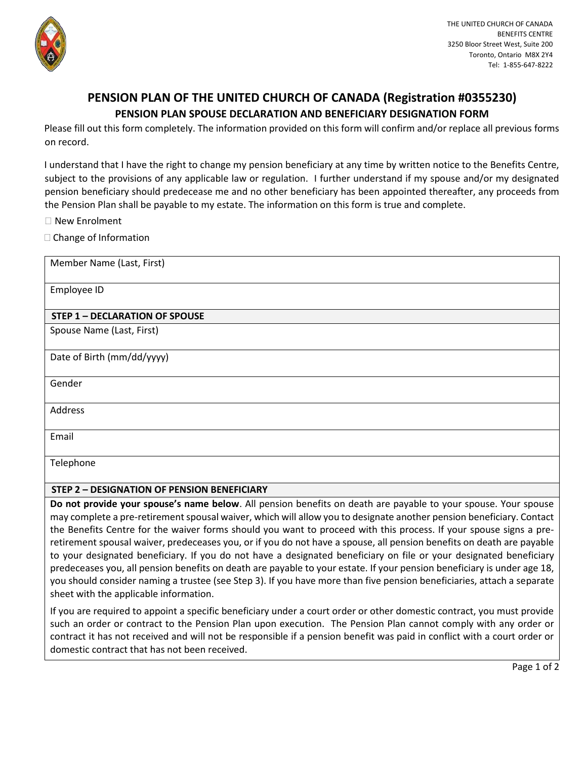THE UNITED CHURCH OF CANADA
BENEFITS CENTRE
3250 Bloor Street West, Suite 200
Toronto, Ontario M8X 2Y4
Tel: 1-855-647-8222

# PENSION PLAN OF THE UNITED CHURCH OF CANADA (Registration #0355230)

## PENSION PLAN SPOUSE DECLARATION AND BENEFICIARY DESIGNATION FORM

Please fill out this form completely. The information provided on this form will confirm and/or replace all previous forms on record.

I understand that I have the right to change my pension beneficiary at any time by written notice to the Benefits Centre, subject to the provisions of any applicable law or regulation. I further understand if my spouse and/or my designated pension beneficiary should predecease me and no other beneficiary has been appointed thereafter, any proceeds from the Pension Plan shall be payable to my estate. The information on this form is true and complete.

☐ New Enrolment

☐ Change of Information

| Member Name (Last, First) |
|---|
| Employee ID |
| **STEP 1 – DECLARATION OF SPOUSE** |
| Spouse Name (Last, First) |
| Date of Birth (mm/dd/yyyy) |
| Gender |
| Address |
| Email |
| Telephone |

**STEP 2 – DESIGNATION OF PENSION BENEFICIARY**

**Do not provide your spouse's name below**. All pension benefits on death are payable to your spouse. Your spouse may complete a pre-retirement spousal waiver, which will allow you to designate another pension beneficiary. Contact the Benefits Centre for the waiver forms should you want to proceed with this process. If your spouse signs a pre-retirement spousal waiver, predeceases you, or if you do not have a spouse, all pension benefits on death are payable to your designated beneficiary. If you do not have a designated beneficiary on file or your designated beneficiary predeceases you, all pension benefits on death are payable to your estate. If your pension beneficiary is under age 18, you should consider naming a trustee (see Step 3). If you have more than five pension beneficiaries, attach a separate sheet with the applicable information.

If you are required to appoint a specific beneficiary under a court order or other domestic contract, you must provide such an order or contract to the Pension Plan upon execution. The Pension Plan cannot comply with any order or contract it has not received and will not be responsible if a pension benefit was paid in conflict with a court order or domestic contract that has not been received.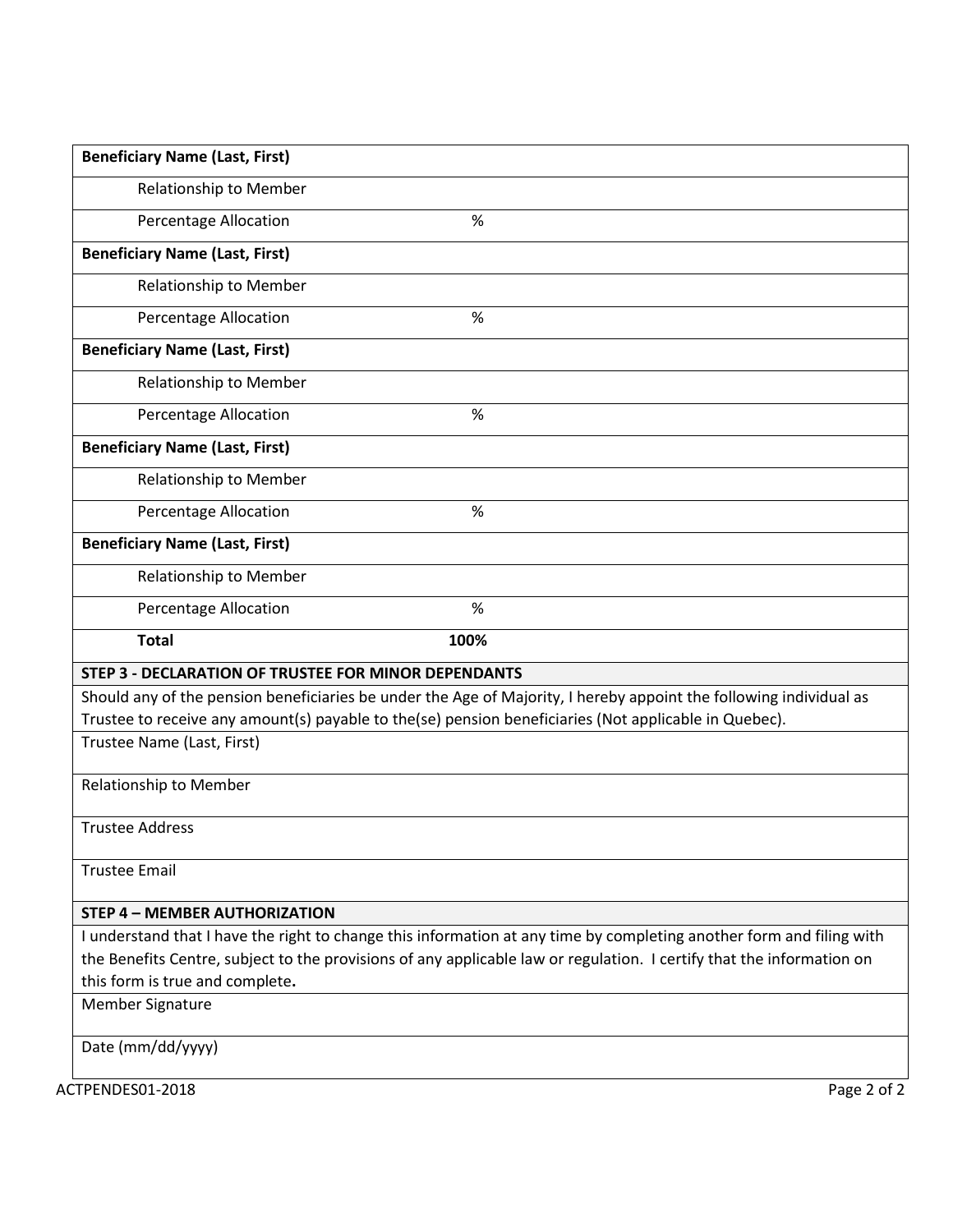| | | |
|---|---|---|
| **Beneficiary Name (Last, First)** | | |
| Relationship to Member | | |
| Percentage Allocation | % | |
| **Beneficiary Name (Last, First)** | | |
| Relationship to Member | | |
| Percentage Allocation | % | |
| **Beneficiary Name (Last, First)** | | |
| Relationship to Member | | |
| Percentage Allocation | % | |
| **Beneficiary Name (Last, First)** | | |
| Relationship to Member | | |
| Percentage Allocation | % | |
| **Beneficiary Name (Last, First)** | | |
| Relationship to Member | | |
| Percentage Allocation | % | |
| **Total** | **100%** | |

**STEP 3 - DECLARATION OF TRUSTEE FOR MINOR DEPENDANTS**

Should any of the pension beneficiaries be under the Age of Majority, I hereby appoint the following individual as Trustee to receive any amount(s) payable to the(se) pension beneficiaries (Not applicable in Quebec).

| | |
|---|---|
| Trustee Name (Last, First) | |
| Relationship to Member | |
| Trustee Address | |
| Trustee Email | |

**STEP 4 – MEMBER AUTHORIZATION**

I understand that I have the right to change this information at any time by completing another form and filing with the Benefits Centre, subject to the provisions of any applicable law or regulation. I certify that the information on this form is true and complete**.**

| | |
|---|---|
| Member Signature | |
| Date (mm/dd/yyyy) | |

ACTPENDES01-2018